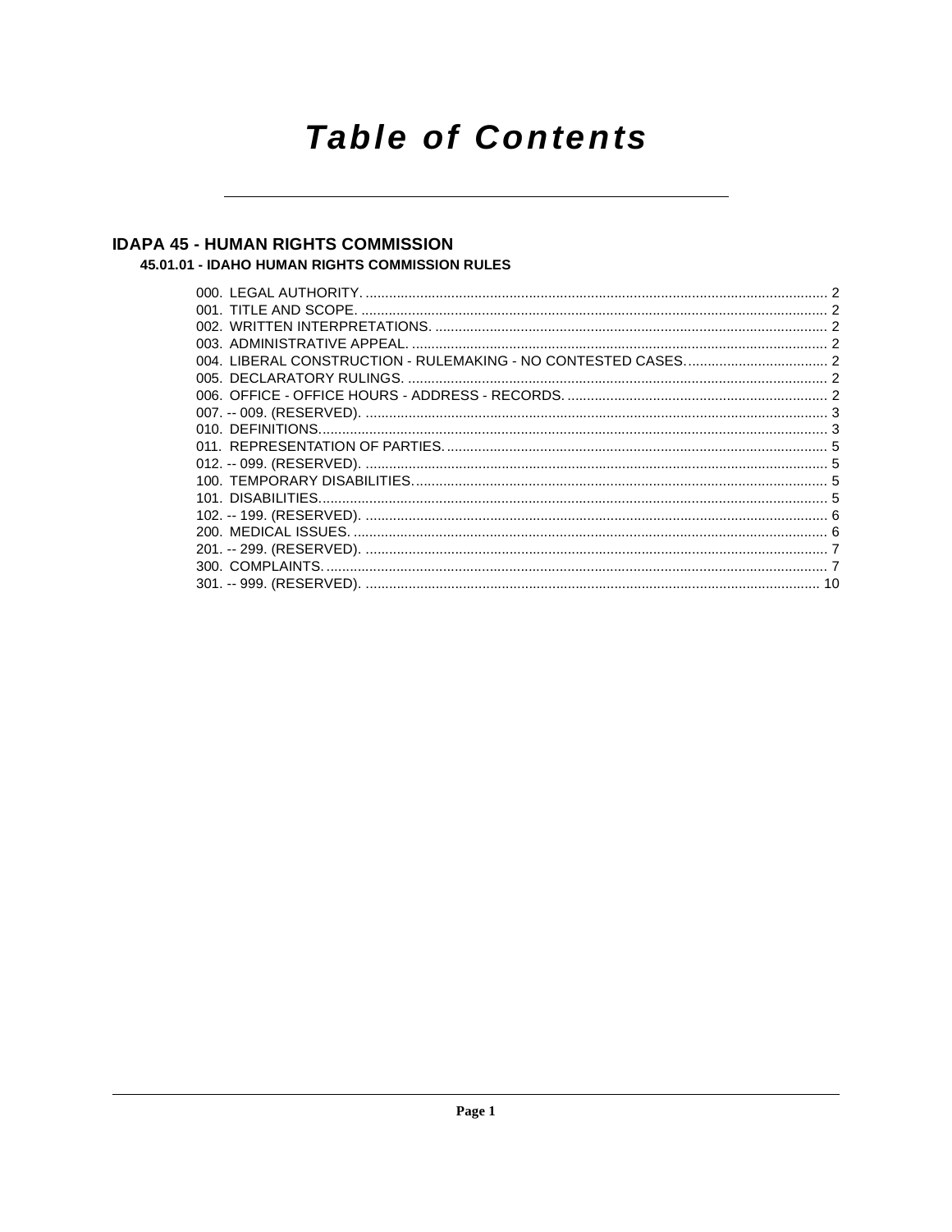# Table of Contents

## IDAPA 45 - HUMAN RIGHTS COMMISSION

### 45.01.01 - IDAHO HUMAN RIGHTS COMMISSION RULES

000. LEGAL AUTHORITY. .......... 2
001. TITLE AND SCOPE. .......... 2
002. WRITTEN INTERPRETATIONS. .......... 2
003. ADMINISTRATIVE APPEAL. .......... 2
004. LIBERAL CONSTRUCTION - RULEMAKING - NO CONTESTED CASES. .......... 2
005. DECLARATORY RULINGS. .......... 2
006. OFFICE - OFFICE HOURS - ADDRESS - RECORDS. .......... 2
007. -- 009. (RESERVED). .......... 3
010. DEFINITIONS. .......... 3
011. REPRESENTATION OF PARTIES. .......... 5
012. -- 099. (RESERVED). .......... 5
100. TEMPORARY DISABILITIES. .......... 5
101. DISABILITIES. .......... 5
102. -- 199. (RESERVED). .......... 6
200. MEDICAL ISSUES. .......... 6
201. -- 299. (RESERVED). .......... 7
300. COMPLAINTS. .......... 7
301. -- 999. (RESERVED). .......... 10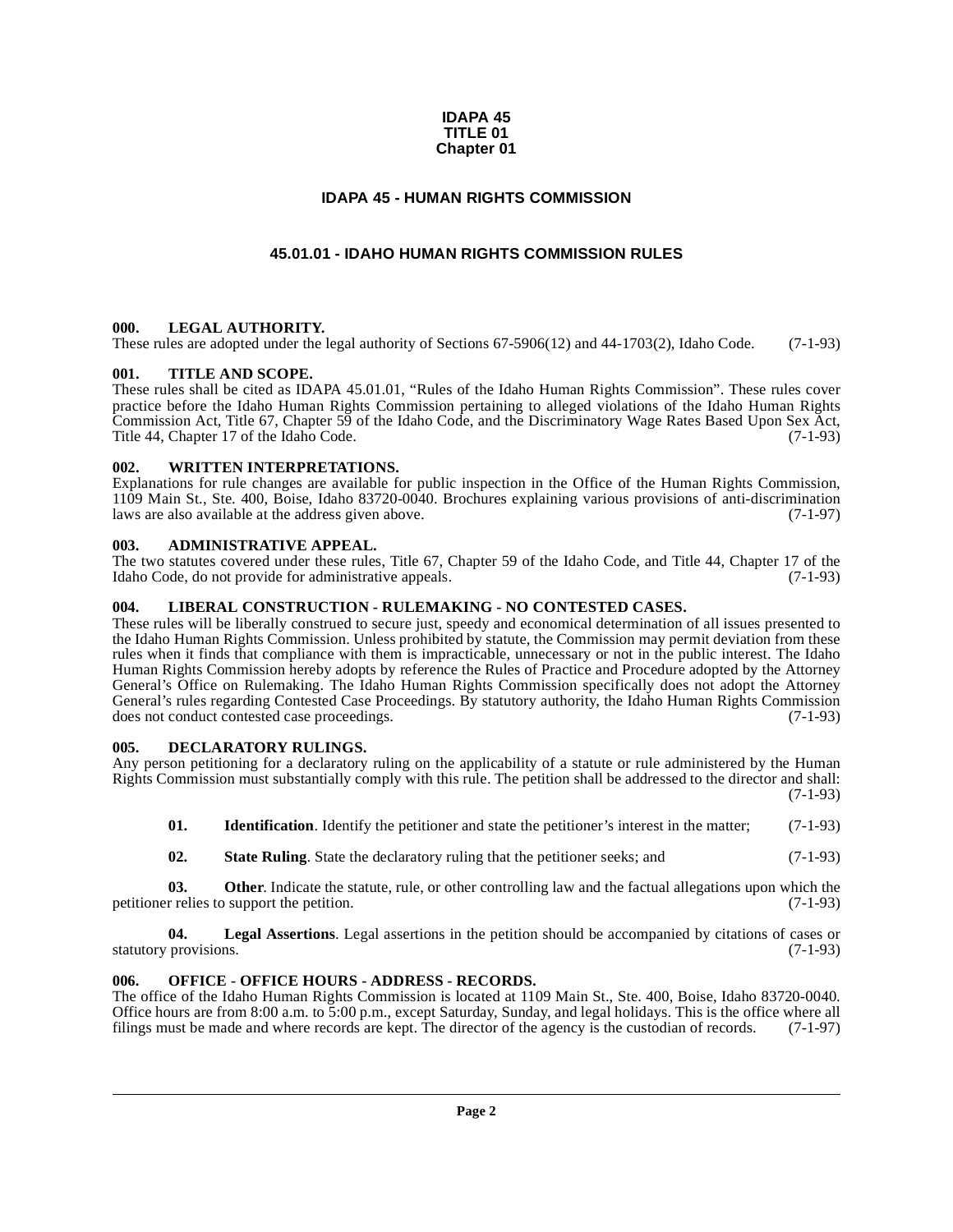**IDAPA 45**
**TITLE 01**
**Chapter 01**

# IDAPA 45 - HUMAN RIGHTS COMMISSION

## 45.01.01 - IDAHO HUMAN RIGHTS COMMISSION RULES

### 000. LEGAL AUTHORITY.

These rules are adopted under the legal authority of Sections 67-5906(12) and 44-1703(2), Idaho Code. (7-1-93)

### 001. TITLE AND SCOPE.

These rules shall be cited as IDAPA 45.01.01, "Rules of the Idaho Human Rights Commission". These rules cover practice before the Idaho Human Rights Commission pertaining to alleged violations of the Idaho Human Rights Commission Act, Title 67, Chapter 59 of the Idaho Code, and the Discriminatory Wage Rates Based Upon Sex Act, Title 44, Chapter 17 of the Idaho Code. (7-1-93)

### 002. WRITTEN INTERPRETATIONS.

Explanations for rule changes are available for public inspection in the Office of the Human Rights Commission, 1109 Main St., Ste. 400, Boise, Idaho 83720-0040. Brochures explaining various provisions of anti-discrimination laws are also available at the address given above. (7-1-97)

### 003. ADMINISTRATIVE APPEAL.

The two statutes covered under these rules, Title 67, Chapter 59 of the Idaho Code, and Title 44, Chapter 17 of the Idaho Code, do not provide for administrative appeals. (7-1-93)

### 004. LIBERAL CONSTRUCTION - RULEMAKING - NO CONTESTED CASES.

These rules will be liberally construed to secure just, speedy and economical determination of all issues presented to the Idaho Human Rights Commission. Unless prohibited by statute, the Commission may permit deviation from these rules when it finds that compliance with them is impracticable, unnecessary or not in the public interest. The Idaho Human Rights Commission hereby adopts by reference the Rules of Practice and Procedure adopted by the Attorney General's Office on Rulemaking. The Idaho Human Rights Commission specifically does not adopt the Attorney General's rules regarding Contested Case Proceedings. By statutory authority, the Idaho Human Rights Commission does not conduct contested case proceedings. (7-1-93)

### 005. DECLARATORY RULINGS.

Any person petitioning for a declaratory ruling on the applicability of a statute or rule administered by the Human Rights Commission must substantially comply with this rule. The petition shall be addressed to the director and shall: (7-1-93)

**01. Identification**. Identify the petitioner and state the petitioner's interest in the matter; (7-1-93)

**02. State Ruling**. State the declaratory ruling that the petitioner seeks; and (7-1-93)

**03. Other**. Indicate the statute, rule, or other controlling law and the factual allegations upon which the petitioner relies to support the petition. (7-1-93)

**04. Legal Assertions**. Legal assertions in the petition should be accompanied by citations of cases or statutory provisions. (7-1-93)

### 006. OFFICE - OFFICE HOURS - ADDRESS - RECORDS.

The office of the Idaho Human Rights Commission is located at 1109 Main St., Ste. 400, Boise, Idaho 83720-0040. Office hours are from 8:00 a.m. to 5:00 p.m., except Saturday, Sunday, and legal holidays. This is the office where all filings must be made and where records are kept. The director of the agency is the custodian of records. (7-1-97)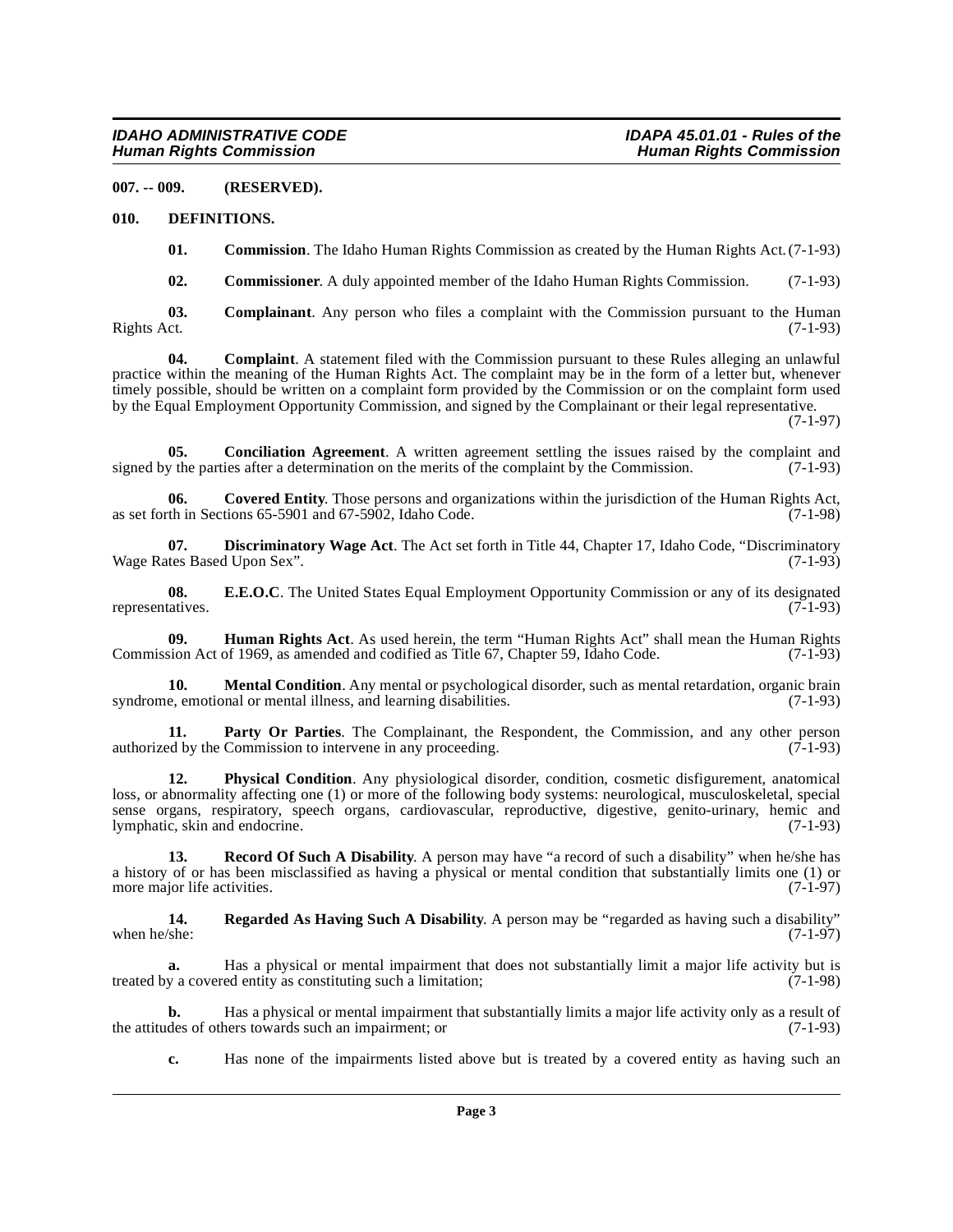**007. -- 009. (RESERVED).**

**010. DEFINITIONS.**

**01. Commission**. The Idaho Human Rights Commission as created by the Human Rights Act. (7-1-93)

**02. Commissioner**. A duly appointed member of the Idaho Human Rights Commission. (7-1-93)

**03. Complainant**. Any person who files a complaint with the Commission pursuant to the Human Rights Act. (7-1-93)

**04. Complaint**. A statement filed with the Commission pursuant to these Rules alleging an unlawful practice within the meaning of the Human Rights Act. The complaint may be in the form of a letter but, whenever timely possible, should be written on a complaint form provided by the Commission or on the complaint form used by the Equal Employment Opportunity Commission, and signed by the Complainant or their legal representative. (7-1-97)

**05. Conciliation Agreement**. A written agreement settling the issues raised by the complaint and signed by the parties after a determination on the merits of the complaint by the Commission. (7-1-93)

**06. Covered Entity**. Those persons and organizations within the jurisdiction of the Human Rights Act, as set forth in Sections 65-5901 and 67-5902, Idaho Code. (7-1-98)

**07. Discriminatory Wage Act**. The Act set forth in Title 44, Chapter 17, Idaho Code, "Discriminatory Wage Rates Based Upon Sex". (7-1-93)

**08. E.E.O.C**. The United States Equal Employment Opportunity Commission or any of its designated representatives. (7-1-93)

**09. Human Rights Act**. As used herein, the term "Human Rights Act" shall mean the Human Rights Commission Act of 1969, as amended and codified as Title 67, Chapter 59, Idaho Code. (7-1-93)

**10. Mental Condition**. Any mental or psychological disorder, such as mental retardation, organic brain syndrome, emotional or mental illness, and learning disabilities. (7-1-93)

**11. Party Or Parties**. The Complainant, the Respondent, the Commission, and any other person authorized by the Commission to intervene in any proceeding. (7-1-93)

**12. Physical Condition**. Any physiological disorder, condition, cosmetic disfigurement, anatomical loss, or abnormality affecting one (1) or more of the following body systems: neurological, musculoskeletal, special sense organs, respiratory, speech organs, cardiovascular, reproductive, digestive, genito-urinary, hemic and lymphatic, skin and endocrine. (7-1-93)

**13. Record Of Such A Disability**. A person may have "a record of such a disability" when he/she has a history of or has been misclassified as having a physical or mental condition that substantially limits one (1) or more major life activities. (7-1-97)

**14. Regarded As Having Such A Disability**. A person may be "regarded as having such a disability" when he/she: (7-1-97)

**a.** Has a physical or mental impairment that does not substantially limit a major life activity but is treated by a covered entity as constituting such a limitation; (7-1-98)

**b.** Has a physical or mental impairment that substantially limits a major life activity only as a result of the attitudes of others towards such an impairment; or (7-1-93)

**c.** Has none of the impairments listed above but is treated by a covered entity as having such an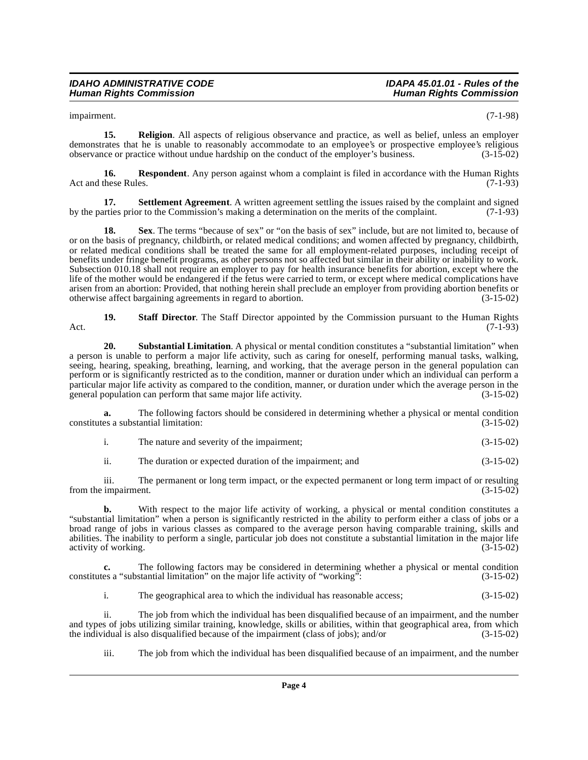impairment. (7-1-98)

**15. Religion**. All aspects of religious observance and practice, as well as belief, unless an employer demonstrates that he is unable to reasonably accommodate to an employee's or prospective employee's religious observance or practice without undue hardship on the conduct of the employer's business. (3-15-02)

**16. Respondent**. Any person against whom a complaint is filed in accordance with the Human Rights Act and these Rules. (7-1-93)

**17. Settlement Agreement**. A written agreement settling the issues raised by the complaint and signed by the parties prior to the Commission's making a determination on the merits of the complaint. (7-1-93)

**18. Sex**. The terms "because of sex" or "on the basis of sex" include, but are not limited to, because of or on the basis of pregnancy, childbirth, or related medical conditions; and women affected by pregnancy, childbirth, or related medical conditions shall be treated the same for all employment-related purposes, including receipt of benefits under fringe benefit programs, as other persons not so affected but similar in their ability or inability to work. Subsection 010.18 shall not require an employer to pay for health insurance benefits for abortion, except where the life of the mother would be endangered if the fetus were carried to term, or except where medical complications have arisen from an abortion: Provided, that nothing herein shall preclude an employer from providing abortion benefits or otherwise affect bargaining agreements in regard to abortion. (3-15-02)

**19. Staff Director**. The Staff Director appointed by the Commission pursuant to the Human Rights Act. (7-1-93)

**20. Substantial Limitation**. A physical or mental condition constitutes a "substantial limitation" when a person is unable to perform a major life activity, such as caring for oneself, performing manual tasks, walking, seeing, hearing, speaking, breathing, learning, and working, that the average person in the general population can perform or is significantly restricted as to the condition, manner or duration under which an individual can perform a particular major life activity as compared to the condition, manner, or duration under which the average person in the general population can perform that same major life activity. (3-15-02)

**a.** The following factors should be considered in determining whether a physical or mental condition constitutes a substantial limitation: (3-15-02)

i. The nature and severity of the impairment; (3-15-02)

ii. The duration or expected duration of the impairment; and (3-15-02)

iii. The permanent or long term impact, or the expected permanent or long term impact of or resulting from the impairment. (3-15-02)

**b.** With respect to the major life activity of working, a physical or mental condition constitutes a "substantial limitation" when a person is significantly restricted in the ability to perform either a class of jobs or a broad range of jobs in various classes as compared to the average person having comparable training, skills and abilities. The inability to perform a single, particular job does not constitute a substantial limitation in the major life activity of working. (3-15-02)

**c.** The following factors may be considered in determining whether a physical or mental condition constitutes a "substantial limitation" on the major life activity of "working": (3-15-02)

i. The geographical area to which the individual has reasonable access; (3-15-02)

ii. The job from which the individual has been disqualified because of an impairment, and the number and types of jobs utilizing similar training, knowledge, skills or abilities, within that geographical area, from which the individual is also disqualified because of the impairment (class of jobs); and/or (3-15-02)

iii. The job from which the individual has been disqualified because of an impairment, and the number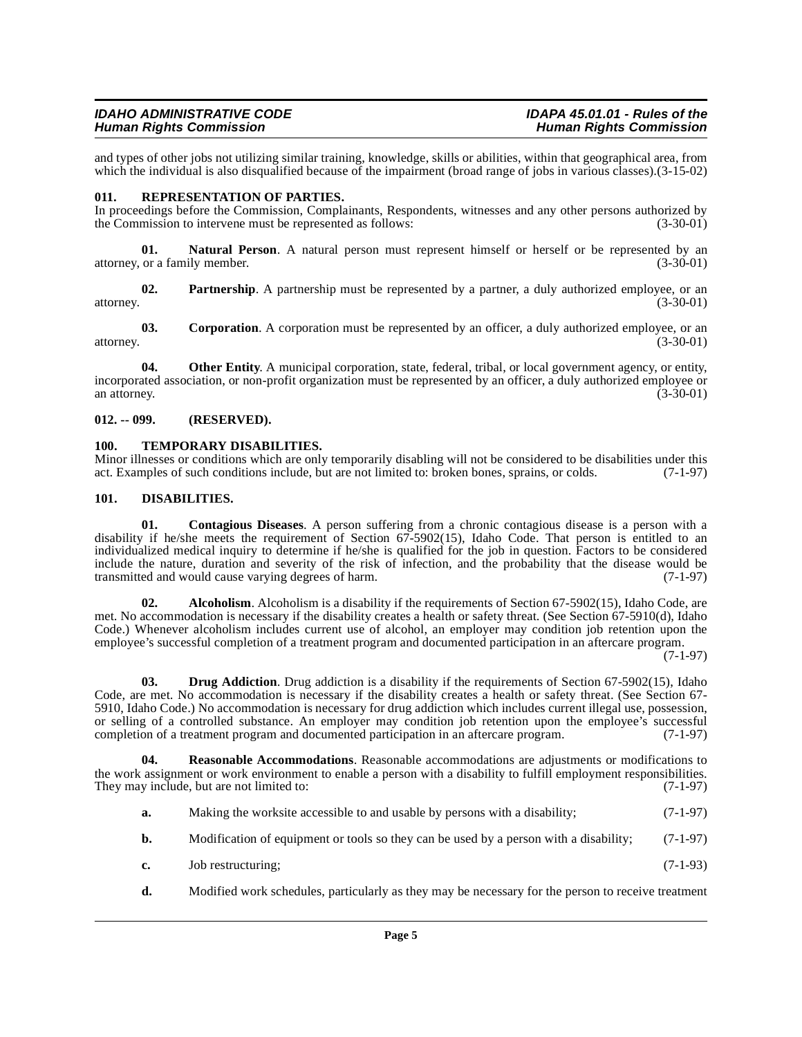and types of other jobs not utilizing similar training, knowledge, skills or abilities, within that geographical area, from which the individual is also disqualified because of the impairment (broad range of jobs in various classes).(3-15-02)

### 011. REPRESENTATION OF PARTIES.

In proceedings before the Commission, Complainants, Respondents, witnesses and any other persons authorized by the Commission to intervene must be represented as follows: (3-30-01)

**01. Natural Person**. A natural person must represent himself or herself or be represented by an attorney, or a family member. (3-30-01)

**02. Partnership**. A partnership must be represented by a partner, a duly authorized employee, or an attorney. (3-30-01)

**03. Corporation**. A corporation must be represented by an officer, a duly authorized employee, or an attorney. (3-30-01)

**04. Other Entity**. A municipal corporation, state, federal, tribal, or local government agency, or entity, incorporated association, or non-profit organization must be represented by an officer, a duly authorized employee or an attorney. (3-30-01)

### 012. -- 099. (RESERVED).

### 100. TEMPORARY DISABILITIES.

Minor illnesses or conditions which are only temporarily disabling will not be considered to be disabilities under this act. Examples of such conditions include, but are not limited to: broken bones, sprains, or colds. (7-1-97)

### 101. DISABILITIES.

**01. Contagious Diseases**. A person suffering from a chronic contagious disease is a person with a disability if he/she meets the requirement of Section 67-5902(15), Idaho Code. That person is entitled to an individualized medical inquiry to determine if he/she is qualified for the job in question. Factors to be considered include the nature, duration and severity of the risk of infection, and the probability that the disease would be transmitted and would cause varying degrees of harm. (7-1-97)

**02. Alcoholism**. Alcoholism is a disability if the requirements of Section 67-5902(15), Idaho Code, are met. No accommodation is necessary if the disability creates a health or safety threat. (See Section 67-5910(d), Idaho Code.) Whenever alcoholism includes current use of alcohol, an employer may condition job retention upon the employee's successful completion of a treatment program and documented participation in an aftercare program. (7-1-97)

**03. Drug Addiction**. Drug addiction is a disability if the requirements of Section 67-5902(15), Idaho Code, are met. No accommodation is necessary if the disability creates a health or safety threat. (See Section 67-5910, Idaho Code.) No accommodation is necessary for drug addiction which includes current illegal use, possession, or selling of a controlled substance. An employer may condition job retention upon the employee's successful completion of a treatment program and documented participation in an aftercare program. (7-1-97)

**04. Reasonable Accommodations**. Reasonable accommodations are adjustments or modifications to the work assignment or work environment to enable a person with a disability to fulfill employment responsibilities. They may include, but are not limited to: (7-1-97)

**a.** Making the worksite accessible to and usable by persons with a disability; (7-1-97)

**b.** Modification of equipment or tools so they can be used by a person with a disability; (7-1-97)

**c.** Job restructuring; (7-1-93)

**d.** Modified work schedules, particularly as they may be necessary for the person to receive treatment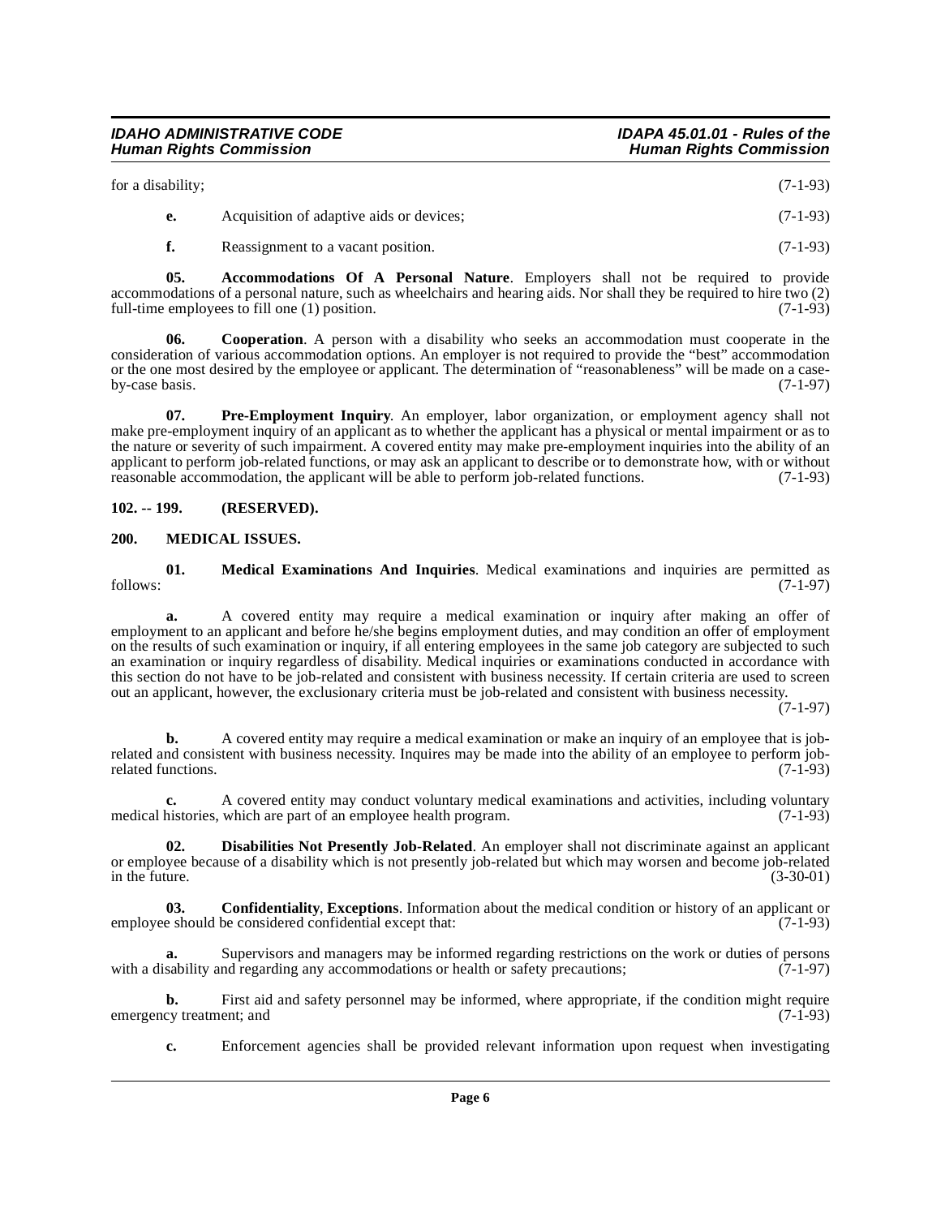for a disability; (7-1-93)

**e.** Acquisition of adaptive aids or devices; (7-1-93)

**f.** Reassignment to a vacant position. (7-1-93)

**05. Accommodations Of A Personal Nature**. Employers shall not be required to provide accommodations of a personal nature, such as wheelchairs and hearing aids. Nor shall they be required to hire two (2) full-time employees to fill one (1) position. (7-1-93)

**06. Cooperation**. A person with a disability who seeks an accommodation must cooperate in the consideration of various accommodation options. An employer is not required to provide the "best" accommodation or the one most desired by the employee or applicant. The determination of "reasonableness" will be made on a case-by-case basis. (7-1-97)

**07. Pre-Employment Inquiry**. An employer, labor organization, or employment agency shall not make pre-employment inquiry of an applicant as to whether the applicant has a physical or mental impairment or as to the nature or severity of such impairment. A covered entity may make pre-employment inquiries into the ability of an applicant to perform job-related functions, or may ask an applicant to describe or to demonstrate how, with or without reasonable accommodation, the applicant will be able to perform job-related functions. (7-1-93)

## 102. -- 199. (RESERVED).

## 200. MEDICAL ISSUES.

**01. Medical Examinations And Inquiries**. Medical examinations and inquiries are permitted as follows: (7-1-97)

**a.** A covered entity may require a medical examination or inquiry after making an offer of employment to an applicant and before he/she begins employment duties, and may condition an offer of employment on the results of such examination or inquiry, if all entering employees in the same job category are subjected to such an examination or inquiry regardless of disability. Medical inquiries or examinations conducted in accordance with this section do not have to be job-related and consistent with business necessity. If certain criteria are used to screen out an applicant, however, the exclusionary criteria must be job-related and consistent with business necessity. (7-1-97)

**b.** A covered entity may require a medical examination or make an inquiry of an employee that is job-related and consistent with business necessity. Inquires may be made into the ability of an employee to perform job-related functions. (7-1-93)

**c.** A covered entity may conduct voluntary medical examinations and activities, including voluntary medical histories, which are part of an employee health program. (7-1-93)

**02. Disabilities Not Presently Job-Related**. An employer shall not discriminate against an applicant or employee because of a disability which is not presently job-related but which may worsen and become job-related in the future. (3-30-01)

**03. Confidentiality, Exceptions**. Information about the medical condition or history of an applicant or employee should be considered confidential except that: (7-1-93)

**a.** Supervisors and managers may be informed regarding restrictions on the work or duties of persons with a disability and regarding any accommodations or health or safety precautions; (7-1-97)

**b.** First aid and safety personnel may be informed, where appropriate, if the condition might require emergency treatment; and (7-1-93)

**c.** Enforcement agencies shall be provided relevant information upon request when investigating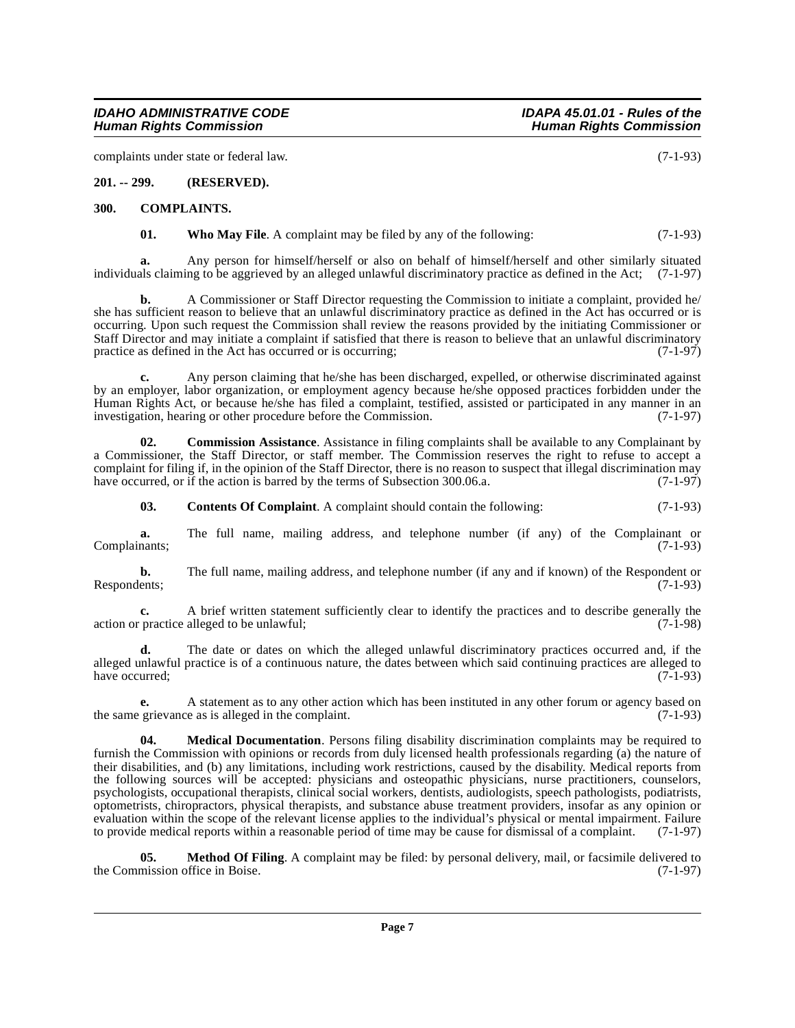complaints under state or federal law. (7-1-93)

**201. -- 299. (RESERVED).**

**300. COMPLAINTS.**

**01. Who May File**. A complaint may be filed by any of the following: (7-1-93)

**a.** Any person for himself/herself or also on behalf of himself/herself and other similarly situated individuals claiming to be aggrieved by an alleged unlawful discriminatory practice as defined in the Act; (7-1-97)

**b.** A Commissioner or Staff Director requesting the Commission to initiate a complaint, provided he/she has sufficient reason to believe that an unlawful discriminatory practice as defined in the Act has occurred or is occurring. Upon such request the Commission shall review the reasons provided by the initiating Commissioner or Staff Director and may initiate a complaint if satisfied that there is reason to believe that an unlawful discriminatory practice as defined in the Act has occurred or is occurring; (7-1-97)

**c.** Any person claiming that he/she has been discharged, expelled, or otherwise discriminated against by an employer, labor organization, or employment agency because he/she opposed practices forbidden under the Human Rights Act, or because he/she has filed a complaint, testified, assisted or participated in any manner in an investigation, hearing or other procedure before the Commission. (7-1-97)

**02. Commission Assistance**. Assistance in filing complaints shall be available to any Complainant by a Commissioner, the Staff Director, or staff member. The Commission reserves the right to refuse to accept a complaint for filing if, in the opinion of the Staff Director, there is no reason to suspect that illegal discrimination may have occurred, or if the action is barred by the terms of Subsection 300.06.a. (7-1-97)

**03. Contents Of Complaint**. A complaint should contain the following: (7-1-93)

**a.** The full name, mailing address, and telephone number (if any) of the Complainant or Complainants; (7-1-93)

**b.** The full name, mailing address, and telephone number (if any and if known) of the Respondent or Respondents; (7-1-93)

**c.** A brief written statement sufficiently clear to identify the practices and to describe generally the action or practice alleged to be unlawful; (7-1-98)

**d.** The date or dates on which the alleged unlawful discriminatory practices occurred and, if the alleged unlawful practice is of a continuous nature, the dates between which said continuing practices are alleged to have occurred; (7-1-93)

**e.** A statement as to any other action which has been instituted in any other forum or agency based on the same grievance as is alleged in the complaint. (7-1-93)

**04. Medical Documentation**. Persons filing disability discrimination complaints may be required to furnish the Commission with opinions or records from duly licensed health professionals regarding (a) the nature of their disabilities, and (b) any limitations, including work restrictions, caused by the disability. Medical reports from the following sources will be accepted: physicians and osteopathic physicians, nurse practitioners, counselors, psychologists, occupational therapists, clinical social workers, dentists, audiologists, speech pathologists, podiatrists, optometrists, chiropractors, physical therapists, and substance abuse treatment providers, insofar as any opinion or evaluation within the scope of the relevant license applies to the individual's physical or mental impairment. Failure to provide medical reports within a reasonable period of time may be cause for dismissal of a complaint. (7-1-97)

**05. Method Of Filing**. A complaint may be filed: by personal delivery, mail, or facsimile delivered to the Commission office in Boise. (7-1-97)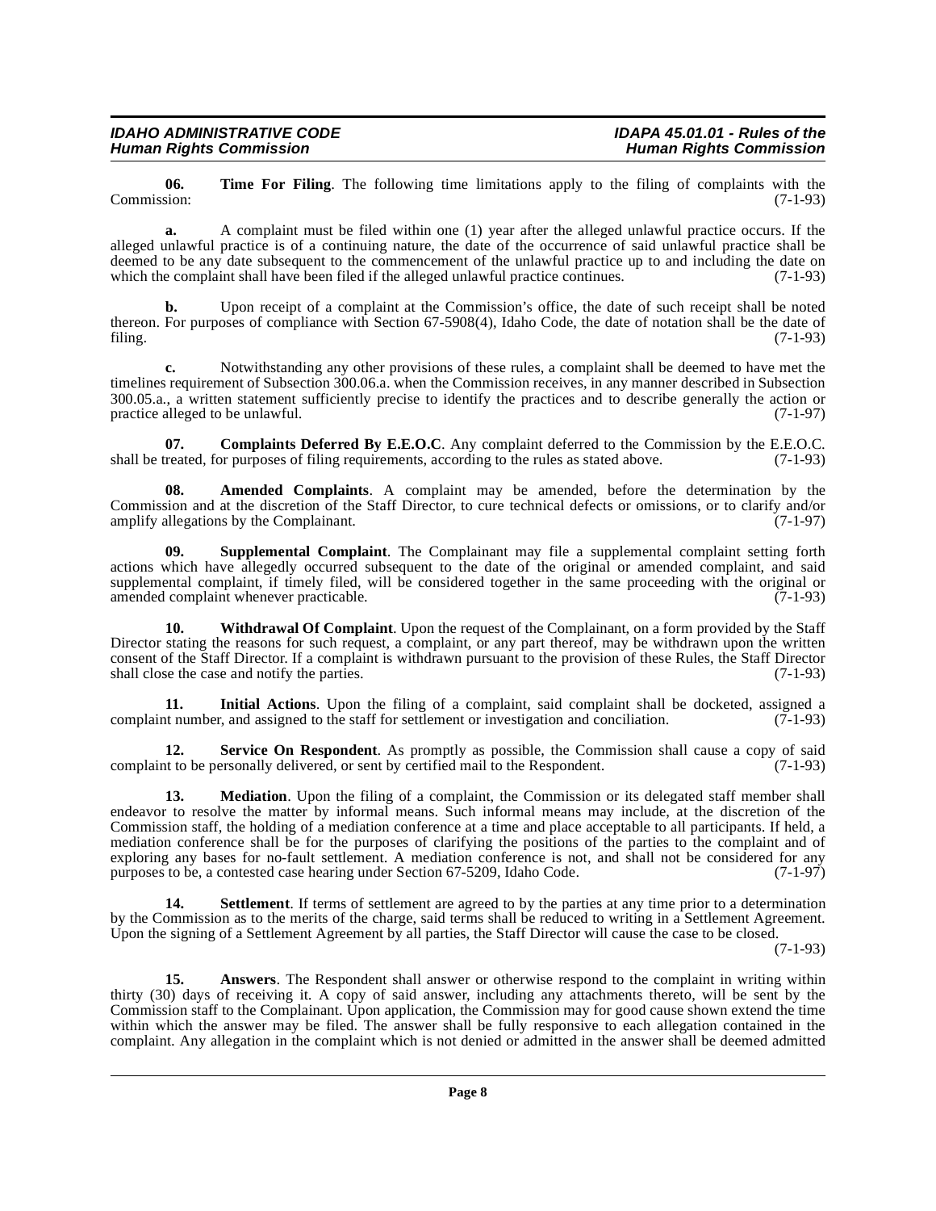**06. Time For Filing**. The following time limitations apply to the filing of complaints with the Commission: (7-1-93)

**a.** A complaint must be filed within one (1) year after the alleged unlawful practice occurs. If the alleged unlawful practice is of a continuing nature, the date of the occurrence of said unlawful practice shall be deemed to be any date subsequent to the commencement of the unlawful practice up to and including the date on which the complaint shall have been filed if the alleged unlawful practice continues. (7-1-93)

**b.** Upon receipt of a complaint at the Commission's office, the date of such receipt shall be noted thereon. For purposes of compliance with Section 67-5908(4), Idaho Code, the date of notation shall be the date of filing. (7-1-93)

**c.** Notwithstanding any other provisions of these rules, a complaint shall be deemed to have met the timelines requirement of Subsection 300.06.a. when the Commission receives, in any manner described in Subsection 300.05.a., a written statement sufficiently precise to identify the practices and to describe generally the action or practice alleged to be unlawful. (7-1-97)

**07. Complaints Deferred By E.E.O.C**. Any complaint deferred to the Commission by the E.E.O.C. shall be treated, for purposes of filing requirements, according to the rules as stated above. (7-1-93)

**08. Amended Complaints**. A complaint may be amended, before the determination by the Commission and at the discretion of the Staff Director, to cure technical defects or omissions, or to clarify and/or amplify allegations by the Complainant. (7-1-97)

**09. Supplemental Complaint**. The Complainant may file a supplemental complaint setting forth actions which have allegedly occurred subsequent to the date of the original or amended complaint, and said supplemental complaint, if timely filed, will be considered together in the same proceeding with the original or amended complaint whenever practicable. (7-1-93)

**10. Withdrawal Of Complaint**. Upon the request of the Complainant, on a form provided by the Staff Director stating the reasons for such request, a complaint, or any part thereof, may be withdrawn upon the written consent of the Staff Director. If a complaint is withdrawn pursuant to the provision of these Rules, the Staff Director shall close the case and notify the parties. (7-1-93)

**11. Initial Actions**. Upon the filing of a complaint, said complaint shall be docketed, assigned a complaint number, and assigned to the staff for settlement or investigation and conciliation. (7-1-93)

**12. Service On Respondent**. As promptly as possible, the Commission shall cause a copy of said complaint to be personally delivered, or sent by certified mail to the Respondent. (7-1-93)

**13. Mediation**. Upon the filing of a complaint, the Commission or its delegated staff member shall endeavor to resolve the matter by informal means. Such informal means may include, at the discretion of the Commission staff, the holding of a mediation conference at a time and place acceptable to all participants. If held, a mediation conference shall be for the purposes of clarifying the positions of the parties to the complaint and of exploring any bases for no-fault settlement. A mediation conference is not, and shall not be considered for any purposes to be, a contested case hearing under Section 67-5209, Idaho Code. (7-1-97)

**14. Settlement**. If terms of settlement are agreed to by the parties at any time prior to a determination by the Commission as to the merits of the charge, said terms shall be reduced to writing in a Settlement Agreement. Upon the signing of a Settlement Agreement by all parties, the Staff Director will cause the case to be closed. (7-1-93)

**15. Answers**. The Respondent shall answer or otherwise respond to the complaint in writing within thirty (30) days of receiving it. A copy of said answer, including any attachments thereto, will be sent by the Commission staff to the Complainant. Upon application, the Commission may for good cause shown extend the time within which the answer may be filed. The answer shall be fully responsive to each allegation contained in the complaint. Any allegation in the complaint which is not denied or admitted in the answer shall be deemed admitted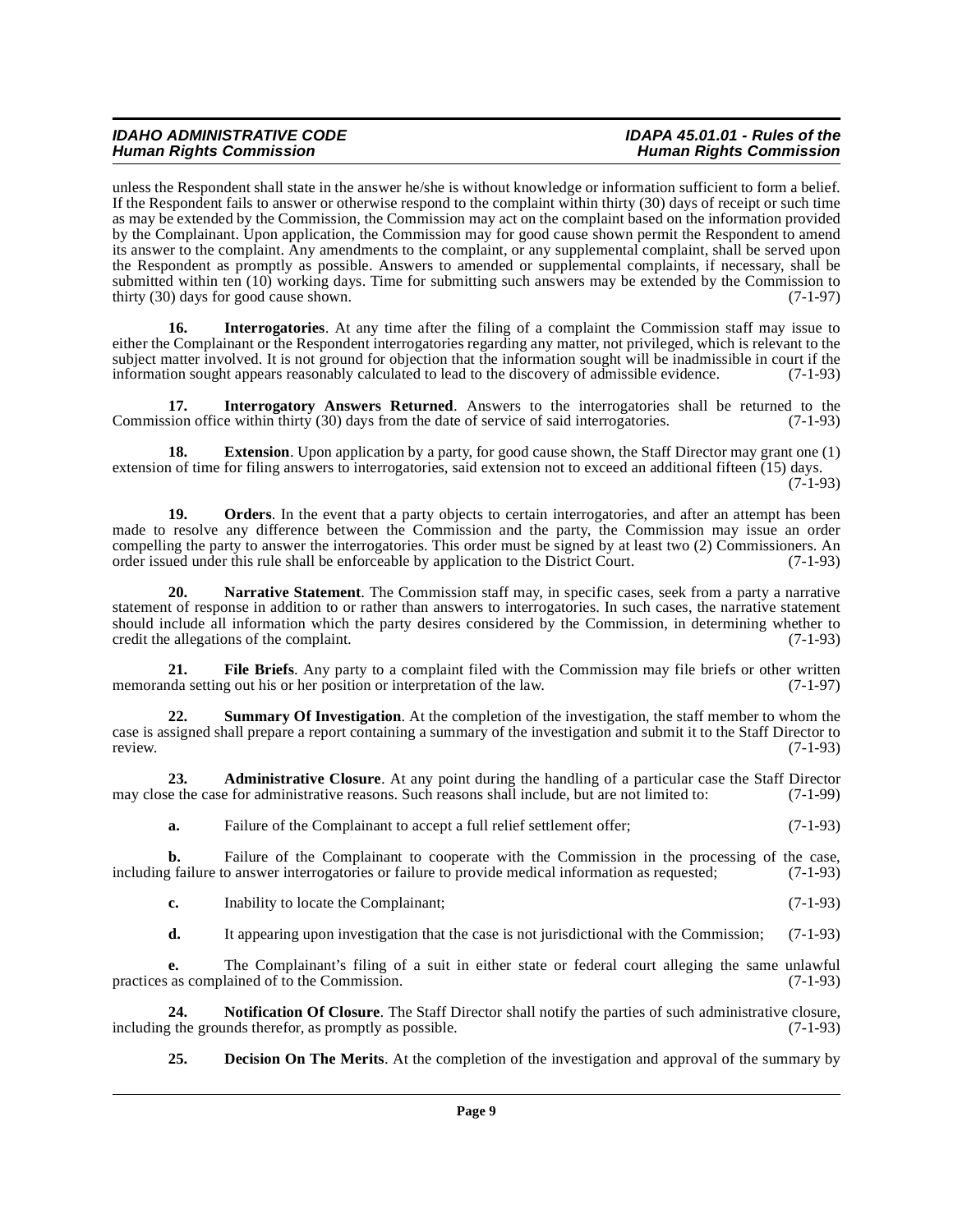unless the Respondent shall state in the answer he/she is without knowledge or information sufficient to form a belief. If the Respondent fails to answer or otherwise respond to the complaint within thirty (30) days of receipt or such time as may be extended by the Commission, the Commission may act on the complaint based on the information provided by the Complainant. Upon application, the Commission may for good cause shown permit the Respondent to amend its answer to the complaint. Any amendments to the complaint, or any supplemental complaint, shall be served upon the Respondent as promptly as possible. Answers to amended or supplemental complaints, if necessary, shall be submitted within ten (10) working days. Time for submitting such answers may be extended by the Commission to thirty (30) days for good cause shown. (7-1-97)

**16. Interrogatories**. At any time after the filing of a complaint the Commission staff may issue to either the Complainant or the Respondent interrogatories regarding any matter, not privileged, which is relevant to the subject matter involved. It is not ground for objection that the information sought will be inadmissible in court if the information sought appears reasonably calculated to lead to the discovery of admissible evidence. (7-1-93)

**17. Interrogatory Answers Returned**. Answers to the interrogatories shall be returned to the Commission office within thirty (30) days from the date of service of said interrogatories. (7-1-93)

**18. Extension**. Upon application by a party, for good cause shown, the Staff Director may grant one (1) extension of time for filing answers to interrogatories, said extension not to exceed an additional fifteen (15) days. (7-1-93)

**19. Orders**. In the event that a party objects to certain interrogatories, and after an attempt has been made to resolve any difference between the Commission and the party, the Commission may issue an order compelling the party to answer the interrogatories. This order must be signed by at least two (2) Commissioners. An order issued under this rule shall be enforceable by application to the District Court. (7-1-93)

**20. Narrative Statement**. The Commission staff may, in specific cases, seek from a party a narrative statement of response in addition to or rather than answers to interrogatories. In such cases, the narrative statement should include all information which the party desires considered by the Commission, in determining whether to credit the allegations of the complaint. (7-1-93)

**21. File Briefs**. Any party to a complaint filed with the Commission may file briefs or other written memoranda setting out his or her position or interpretation of the law. (7-1-97)

**22. Summary Of Investigation**. At the completion of the investigation, the staff member to whom the case is assigned shall prepare a report containing a summary of the investigation and submit it to the Staff Director to review. (7-1-93)

**23. Administrative Closure**. At any point during the handling of a particular case the Staff Director may close the case for administrative reasons. Such reasons shall include, but are not limited to: (7-1-99)

**a.** Failure of the Complainant to accept a full relief settlement offer; (7-1-93)

**b.** Failure of the Complainant to cooperate with the Commission in the processing of the case, including failure to answer interrogatories or failure to provide medical information as requested; (7-1-93)

**c.** Inability to locate the Complainant; (7-1-93)

**d.** It appearing upon investigation that the case is not jurisdictional with the Commission; (7-1-93)

**e.** The Complainant's filing of a suit in either state or federal court alleging the same unlawful practices as complained of to the Commission. (7-1-93)

**24. Notification Of Closure**. The Staff Director shall notify the parties of such administrative closure, including the grounds therefor, as promptly as possible. (7-1-93)

**25. Decision On The Merits**. At the completion of the investigation and approval of the summary by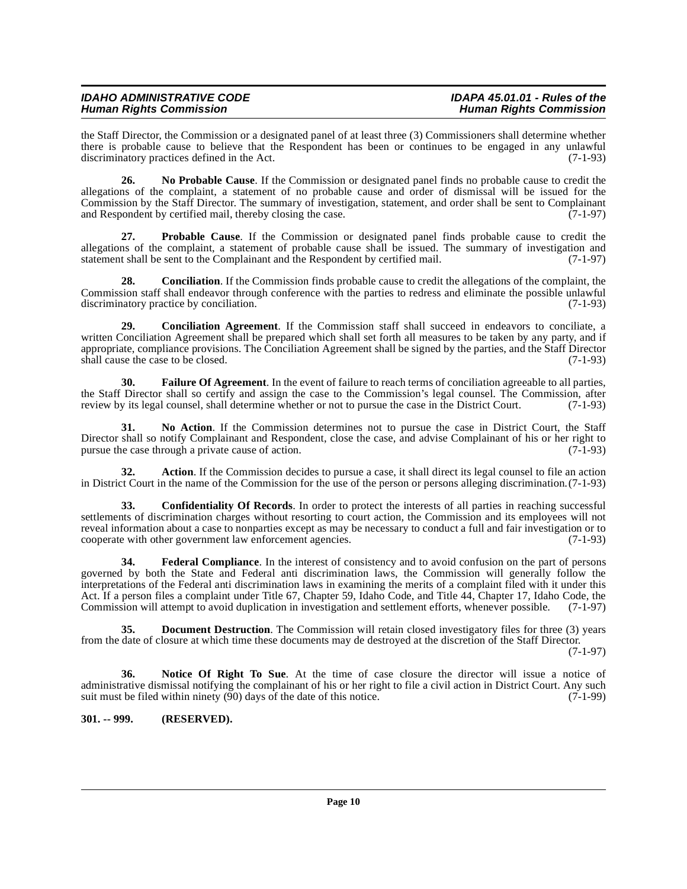the Staff Director, the Commission or a designated panel of at least three (3) Commissioners shall determine whether there is probable cause to believe that the Respondent has been or continues to be engaged in any unlawful discriminatory practices defined in the Act. (7-1-93)

**26. No Probable Cause**. If the Commission or designated panel finds no probable cause to credit the allegations of the complaint, a statement of no probable cause and order of dismissal will be issued for the Commission by the Staff Director. The summary of investigation, statement, and order shall be sent to Complainant and Respondent by certified mail, thereby closing the case. (7-1-97)

**27. Probable Cause**. If the Commission or designated panel finds probable cause to credit the allegations of the complaint, a statement of probable cause shall be issued. The summary of investigation and statement shall be sent to the Complainant and the Respondent by certified mail. (7-1-97)

**28. Conciliation**. If the Commission finds probable cause to credit the allegations of the complaint, the Commission staff shall endeavor through conference with the parties to redress and eliminate the possible unlawful discriminatory practice by conciliation. (7-1-93)

**29. Conciliation Agreement**. If the Commission staff shall succeed in endeavors to conciliate, a written Conciliation Agreement shall be prepared which shall set forth all measures to be taken by any party, and if appropriate, compliance provisions. The Conciliation Agreement shall be signed by the parties, and the Staff Director shall cause the case to be closed. (7-1-93)

**30. Failure Of Agreement**. In the event of failure to reach terms of conciliation agreeable to all parties, the Staff Director shall so certify and assign the case to the Commission's legal counsel. The Commission, after review by its legal counsel, shall determine whether or not to pursue the case in the District Court. (7-1-93)

**31. No Action**. If the Commission determines not to pursue the case in District Court, the Staff Director shall so notify Complainant and Respondent, close the case, and advise Complainant of his or her right to pursue the case through a private cause of action. (7-1-93)

**32. Action**. If the Commission decides to pursue a case, it shall direct its legal counsel to file an action in District Court in the name of the Commission for the use of the person or persons alleging discrimination. (7-1-93)

**33. Confidentiality Of Records**. In order to protect the interests of all parties in reaching successful settlements of discrimination charges without resorting to court action, the Commission and its employees will not reveal information about a case to nonparties except as may be necessary to conduct a full and fair investigation or to cooperate with other government law enforcement agencies. (7-1-93)

**34. Federal Compliance**. In the interest of consistency and to avoid confusion on the part of persons governed by both the State and Federal anti discrimination laws, the Commission will generally follow the interpretations of the Federal anti discrimination laws in examining the merits of a complaint filed with it under this Act. If a person files a complaint under Title 67, Chapter 59, Idaho Code, and Title 44, Chapter 17, Idaho Code, the Commission will attempt to avoid duplication in investigation and settlement efforts, whenever possible. (7-1-97)

**35. Document Destruction**. The Commission will retain closed investigatory files for three (3) years from the date of closure at which time these documents may de destroyed at the discretion of the Staff Director. (7-1-97)

**36. Notice Of Right To Sue**. At the time of case closure the director will issue a notice of administrative dismissal notifying the complainant of his or her right to file a civil action in District Court. Any such suit must be filed within ninety (90) days of the date of this notice. (7-1-99)

**301. -- 999. (RESERVED).**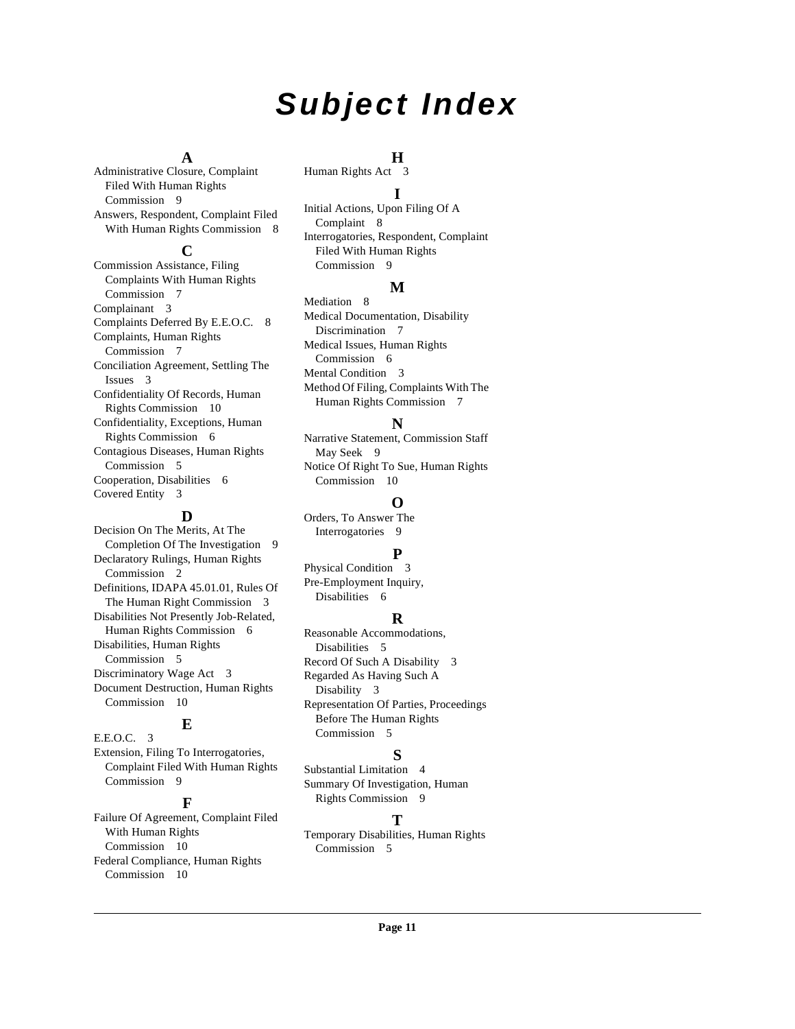# Subject Index

## A

Administrative Closure, Complaint Filed With Human Rights Commission 9

Answers, Respondent, Complaint Filed With Human Rights Commission 8

## C

Commission Assistance, Filing Complaints With Human Rights Commission 7

Complainant 3

Complaints Deferred By E.E.O.C. 8

Complaints, Human Rights Commission 7

Conciliation Agreement, Settling The Issues 3

Confidentiality Of Records, Human Rights Commission 10

Confidentiality, Exceptions, Human Rights Commission 6

Contagious Diseases, Human Rights Commission 5

Cooperation, Disabilities 6

Covered Entity 3

## D

Decision On The Merits, At The Completion Of The Investigation 9

Declaratory Rulings, Human Rights Commission 2

Definitions, IDAPA 45.01.01, Rules Of The Human Right Commission 3

Disabilities Not Presently Job-Related, Human Rights Commission 6

Disabilities, Human Rights Commission 5

Discriminatory Wage Act 3

Document Destruction, Human Rights Commission 10

## E

E.E.O.C. 3

Extension, Filing To Interrogatories, Complaint Filed With Human Rights Commission 9

## F

Failure Of Agreement, Complaint Filed With Human Rights Commission 10

Federal Compliance, Human Rights Commission 10

## H

Human Rights Act 3

## I

Initial Actions, Upon Filing Of A Complaint 8

Interrogatories, Respondent, Complaint Filed With Human Rights Commission 9

## M

Mediation 8

Medical Documentation, Disability Discrimination 7

Medical Issues, Human Rights Commission 6

Mental Condition 3

Method Of Filing, Complaints With The Human Rights Commission 7

## N

Narrative Statement, Commission Staff May Seek 9

Notice Of Right To Sue, Human Rights Commission 10

## O

Orders, To Answer The Interrogatories 9

## P

Physical Condition 3

Pre-Employment Inquiry, Disabilities 6

## R

Reasonable Accommodations, Disabilities 5

Record Of Such A Disability 3

Regarded As Having Such A Disability 3

Representation Of Parties, Proceedings Before The Human Rights Commission 5

## S

Substantial Limitation 4

Summary Of Investigation, Human Rights Commission 9

## T

Temporary Disabilities, Human Rights Commission 5